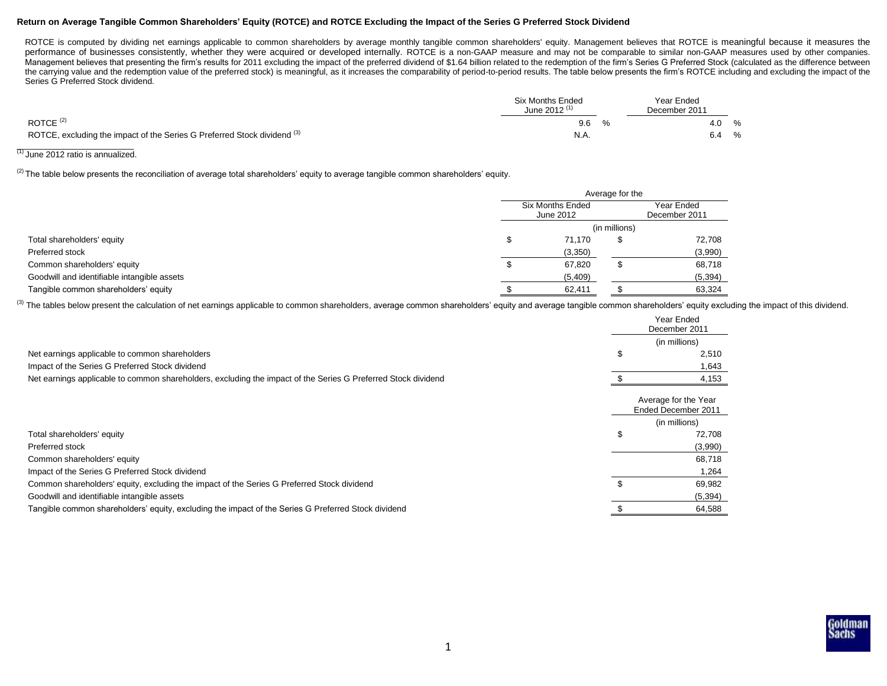**Return on Average Tangible Common Shareholders' Equity (ROTCE) and ROTCE Excluding the Impact of the Series G Preferred Stock Dividend**

ROTCE is computed by dividing net earnings applicable to common shareholders by average monthly tangible common shareholders' equity. Management believes that ROTCE is meaningful because it measures the performance of businesses consistently, whether they were acquired or developed internally. ROTCE is a non-GAAP measure and may not be comparable to similar non-GAAP measures used by other companies. Management believes that presenting the firm's results for 2011 excluding the impact of the preferred dividend of $1.64 billion related to the redemption of the firm's Series G Preferred Stock (calculated as the difference between the carrying value and the redemption value of the preferred stock) is meaningful, as it increases the comparability of period-to-period results. The table below presents the firm's ROTCE including and excluding the impact of the Series G Preferred Stock dividend.

| | Six Months Ended June 2012 [(1)] | Year Ended December 2011 |
|---|---|---|
| ROTCE [(2)] | 9.6 % | 4.0 % |
| ROTCE, excluding the impact of the Series G Preferred Stock dividend [(3)] | N.A. | 6.4 % |

[(1)] June 2012 ratio is annualized.

[(2)] The table below presents the reconciliation of average total shareholders' equity to average tangible common shareholders' equity.

| | Average for the | |
|---|---|---|
| | Six Months Ended June 2012 | Year Ended December 2011 |
| | (in millions) | |
| Total shareholders' equity | $ 71,170 | $ 72,708 |
| Preferred stock | (3,350) | (3,990) |
| Common shareholders' equity | $ 67,820 | $ 68,718 |
| Goodwill and identifiable intangible assets | (5,409) | (5,394) |
| Tangible common shareholders' equity | $ 62,411 | $ 63,324 |

[(3)] The tables below present the calculation of net earnings applicable to common shareholders, average common shareholders' equity and average tangible common shareholders' equity excluding the impact of this dividend.

| | Year Ended December 2011 |
|---|---|
| | (in millions) |
| Net earnings applicable to common shareholders | $ 2,510 |
| Impact of the Series G Preferred Stock dividend | 1,643 |
| Net earnings applicable to common shareholders, excluding the impact of the Series G Preferred Stock dividend | $ 4,153 |

| | Average for the Year Ended December 2011 |
|---|---|
| | (in millions) |
| Total shareholders' equity | $ 72,708 |
| Preferred stock | (3,990) |
| Common shareholders' equity | 68,718 |
| Impact of the Series G Preferred Stock dividend | 1,264 |
| Common shareholders' equity, excluding the impact of the Series G Preferred Stock dividend | $ 69,982 |
| Goodwill and identifiable intangible assets | (5,394) |
| Tangible common shareholders' equity, excluding the impact of the Series G Preferred Stock dividend | $ 64,588 |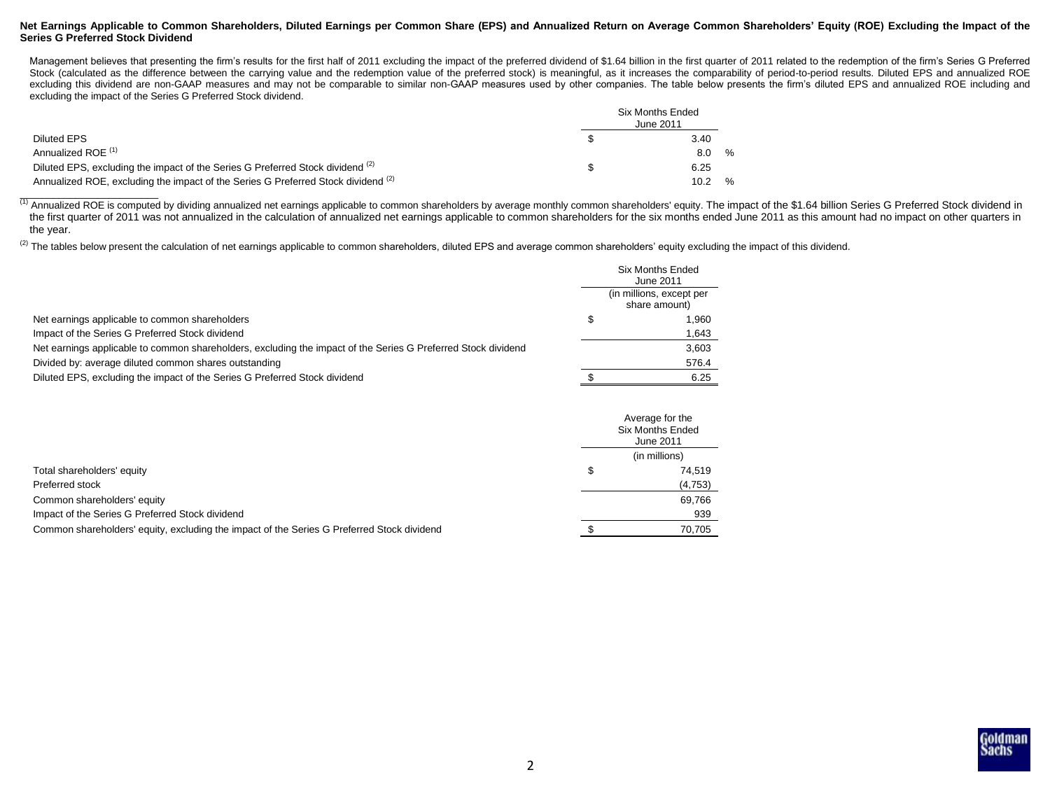**Net Earnings Applicable to Common Shareholders, Diluted Earnings per Common Share (EPS) and Annualized Return on Average Common Shareholders' Equity (ROE) Excluding the Impact of the Series G Preferred Stock Dividend**

Management believes that presenting the firm's results for the first half of 2011 excluding the impact of the preferred dividend of $1.64 billion in the first quarter of 2011 related to the redemption of the firm's Series G Preferred Stock (calculated as the difference between the carrying value and the redemption value of the preferred stock) is meaningful, as it increases the comparability of period-to-period results. Diluted EPS and annualized ROE excluding this dividend are non-GAAP measures and may not be comparable to similar non-GAAP measures used by other companies. The table below presents the firm's diluted EPS and annualized ROE including and excluding the impact of the Series G Preferred Stock dividend.

| | Six Months Ended June 2011 |
|---|---|
| Diluted EPS | $ 3.40 |
| Annualized ROE [(1)] | 8.0 % |
| Diluted EPS, excluding the impact of the Series G Preferred Stock dividend [(2)] | $ 6.25 |
| Annualized ROE, excluding the impact of the Series G Preferred Stock dividend [(2)] | 10.2 % |

[(1)] Annualized ROE is computed by dividing annualized net earnings applicable to common shareholders by average monthly common shareholders' equity. The impact of the $1.64 billion Series G Preferred Stock dividend in the first quarter of 2011 was not annualized in the calculation of annualized net earnings applicable to common shareholders for the six months ended June 2011 as this amount had no impact on other quarters in the year.

[(2)] The tables below present the calculation of net earnings applicable to common shareholders, diluted EPS and average common shareholders' equity excluding the impact of this dividend.

| | Six Months Ended June 2011 |
|---|---|
| | (in millions, except per share amount) |
| Net earnings applicable to common shareholders | $ 1,960 |
| Impact of the Series G Preferred Stock dividend | 1,643 |
| Net earnings applicable to common shareholders, excluding the impact of the Series G Preferred Stock dividend | 3,603 |
| Divided by: average diluted common shares outstanding | 576.4 |
| Diluted EPS, excluding the impact of the Series G Preferred Stock dividend | $ 6.25 |

| | Average for the Six Months Ended June 2011 |
|---|---|
| | (in millions) |
| Total shareholders' equity | $ 74,519 |
| Preferred stock | (4,753) |
| Common shareholders' equity | 69,766 |
| Impact of the Series G Preferred Stock dividend | 939 |
| Common shareholders' equity, excluding the impact of the Series G Preferred Stock dividend | $ 70,705 |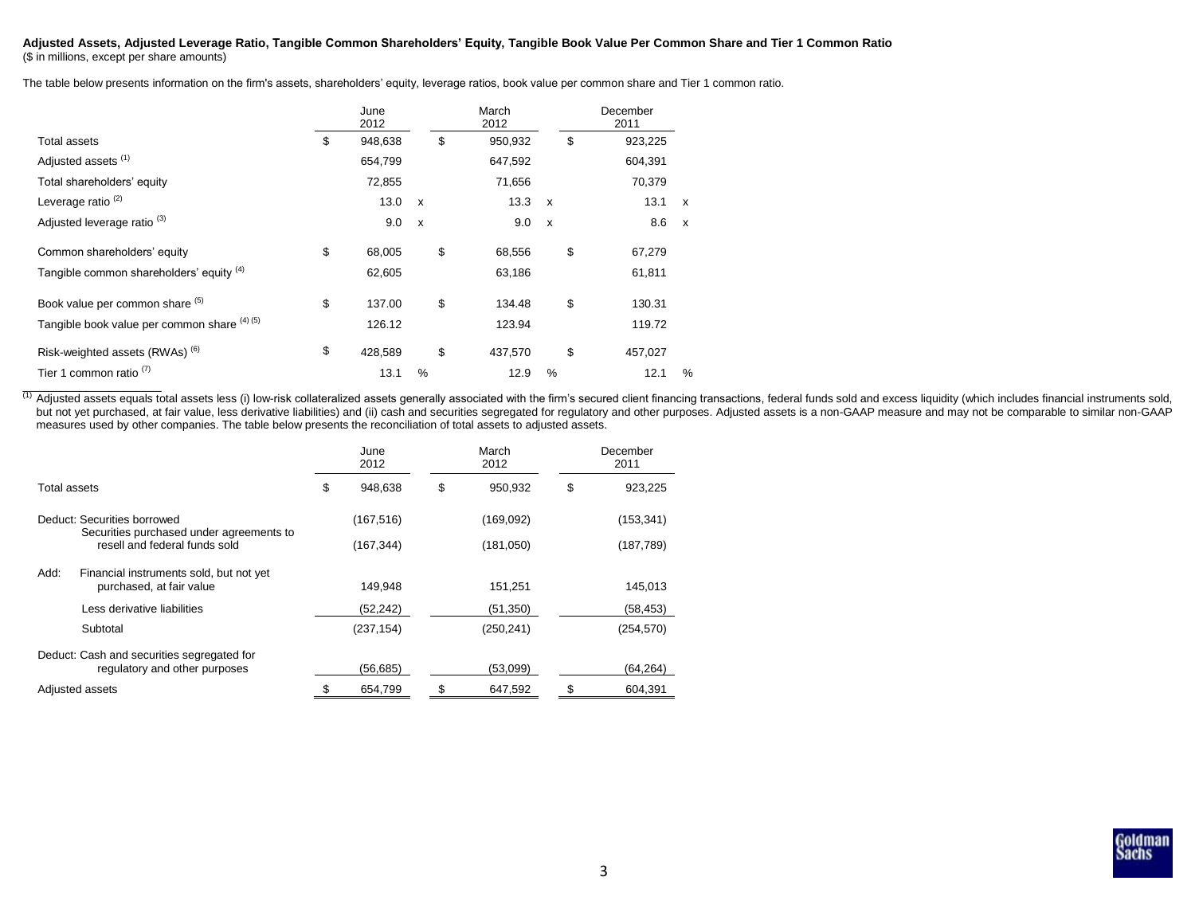**Adjusted Assets, Adjusted Leverage Ratio, Tangible Common Shareholders' Equity, Tangible Book Value Per Common Share and Tier 1 Common Ratio**
($ in millions, except per share amounts)

The table below presents information on the firm's assets, shareholders' equity, leverage ratios, book value per common share and Tier 1 common ratio.

| | June 2012 | March 2012 | December 2011 |
|---|---|---|---|
| Total assets | $ 948,638 | $ 950,932 | $ 923,225 |
| Adjusted assets [(1)] | 654,799 | 647,592 | 604,391 |
| Total shareholders' equity | 72,855 | 71,656 | 70,379 |
| Leverage ratio [(2)] | 13.0 x | 13.3 x | 13.1 x |
| Adjusted leverage ratio [(3)] | 9.0 x | 9.0 x | 8.6 x |
| Common shareholders' equity | $ 68,005 | $ 68,556 | $ 67,279 |
| Tangible common shareholders' equity [(4)] | 62,605 | 63,186 | 61,811 |
| Book value per common share [(5)] | $ 137.00 | $ 134.48 | $ 130.31 |
| Tangible book value per common share [(4) (5)] | 126.12 | 123.94 | 119.72 |
| Risk-weighted assets (RWAs) [(6)] | $ 428,589 | $ 437,570 | $ 457,027 |
| Tier 1 common ratio [(7)] | 13.1 % | 12.9 % | 12.1 % |

[(1)] Adjusted assets equals total assets less (i) low-risk collateralized assets generally associated with the firm's secured client financing transactions, federal funds sold and excess liquidity (which includes financial instruments sold, but not yet purchased, at fair value, less derivative liabilities) and (ii) cash and securities segregated for regulatory and other purposes. Adjusted assets is a non-GAAP measure and may not be comparable to similar non-GAAP measures used by other companies. The table below presents the reconciliation of total assets to adjusted assets.

| | June 2012 | March 2012 | December 2011 |
|---|---|---|---|
| Total assets | $ 948,638 | $ 950,932 | $ 923,225 |
| Deduct: Securities borrowed | (167,516) | (169,092) | (153,341) |
| Securities purchased under agreements to resell and federal funds sold | (167,344) | (181,050) | (187,789) |
| Add: Financial instruments sold, but not yet purchased, at fair value | 149,948 | 151,251 | 145,013 |
| Less derivative liabilities | (52,242) | (51,350) | (58,453) |
| Subtotal | (237,154) | (250,241) | (254,570) |
| Deduct: Cash and securities segregated for regulatory and other purposes | (56,685) | (53,099) | (64,264) |
| Adjusted assets | $ 654,799 | $ 647,592 | $ 604,391 |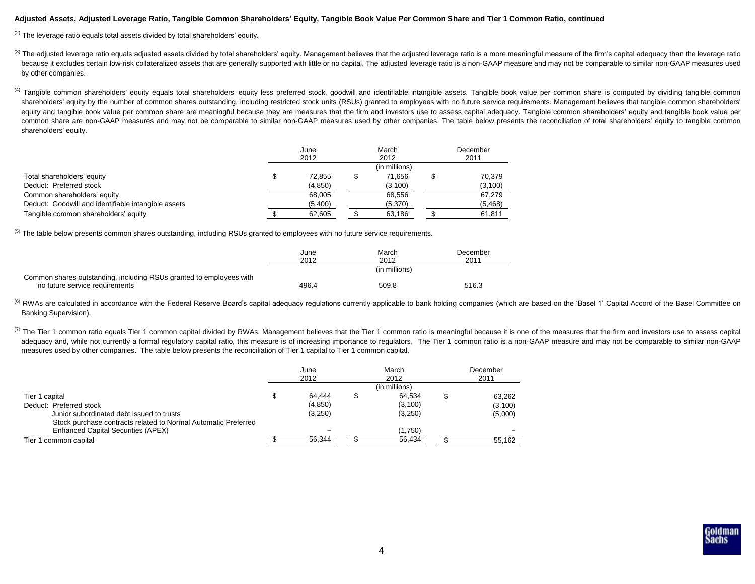**Adjusted Assets, Adjusted Leverage Ratio, Tangible Common Shareholders' Equity, Tangible Book Value Per Common Share and Tier 1 Common Ratio, continued**

[2] The leverage ratio equals total assets divided by total shareholders' equity.

[3] The adjusted leverage ratio equals adjusted assets divided by total shareholders' equity. Management believes that the adjusted leverage ratio is a more meaningful measure of the firm's capital adequacy than the leverage ratio because it excludes certain low-risk collateralized assets that are generally supported with little or no capital. The adjusted leverage ratio is a non-GAAP measure and may not be comparable to similar non-GAAP measures used by other companies.

[4] Tangible common shareholders' equity equals total shareholders' equity less preferred stock, goodwill and identifiable intangible assets. Tangible book value per common share is computed by dividing tangible common shareholders' equity by the number of common shares outstanding, including restricted stock units (RSUs) granted to employees with no future service requirements. Management believes that tangible common shareholders' equity and tangible book value per common share are meaningful because they are measures that the firm and investors use to assess capital adequacy. Tangible common shareholders' equity and tangible book value per common share are non-GAAP measures and may not be comparable to similar non-GAAP measures used by other companies. The table below presents the reconciliation of total shareholders' equity to tangible common shareholders' equity.

| | June 2012 | March 2012 | December 2011 |
|---|---|---|---|
| | | (in millions) | |
| Total shareholders' equity | $ 72,855 | $ 71,656 | $ 70,379 |
| Deduct: Preferred stock | (4,850) | (3,100) | (3,100) |
| Common shareholders' equity | 68,005 | 68,556 | 67,279 |
| Deduct: Goodwill and identifiable intangible assets | (5,400) | (5,370) | (5,468) |
| Tangible common shareholders' equity | $ 62,605 | $ 63,186 | $ 61,811 |

[5] The table below presents common shares outstanding, including RSUs granted to employees with no future service requirements.

| | June 2012 | March 2012 | December 2011 |
|---|---|---|---|
| | | (in millions) | |
| Common shares outstanding, including RSUs granted to employees with no future service requirements | 496.4 | 509.8 | 516.3 |

[6] RWAs are calculated in accordance with the Federal Reserve Board's capital adequacy regulations currently applicable to bank holding companies (which are based on the 'Basel 1' Capital Accord of the Basel Committee on Banking Supervision).

[7] The Tier 1 common ratio equals Tier 1 common capital divided by RWAs. Management believes that the Tier 1 common ratio is meaningful because it is one of the measures that the firm and investors use to assess capital adequacy and, while not currently a formal regulatory capital ratio, this measure is of increasing importance to regulators. The Tier 1 common ratio is a non-GAAP measure and may not be comparable to similar non-GAAP measures used by other companies. The table below presents the reconciliation of Tier 1 capital to Tier 1 common capital.

| | June 2012 | March 2012 | December 2011 |
|---|---|---|---|
| | | (in millions) | |
| Tier 1 capital | $ 64,444 | $ 64,534 | $ 63,262 |
| Deduct: Preferred stock | (4,850) | (3,100) | (3,100) |
| Junior subordinated debt issued to trusts | (3,250) | (3,250) | (5,000) |
| Stock purchase contracts related to Normal Automatic Preferred Enhanced Capital Securities (APEX) | – | (1,750) | – |
| Tier 1 common capital | $ 56,344 | $ 56,434 | $ 55,162 |